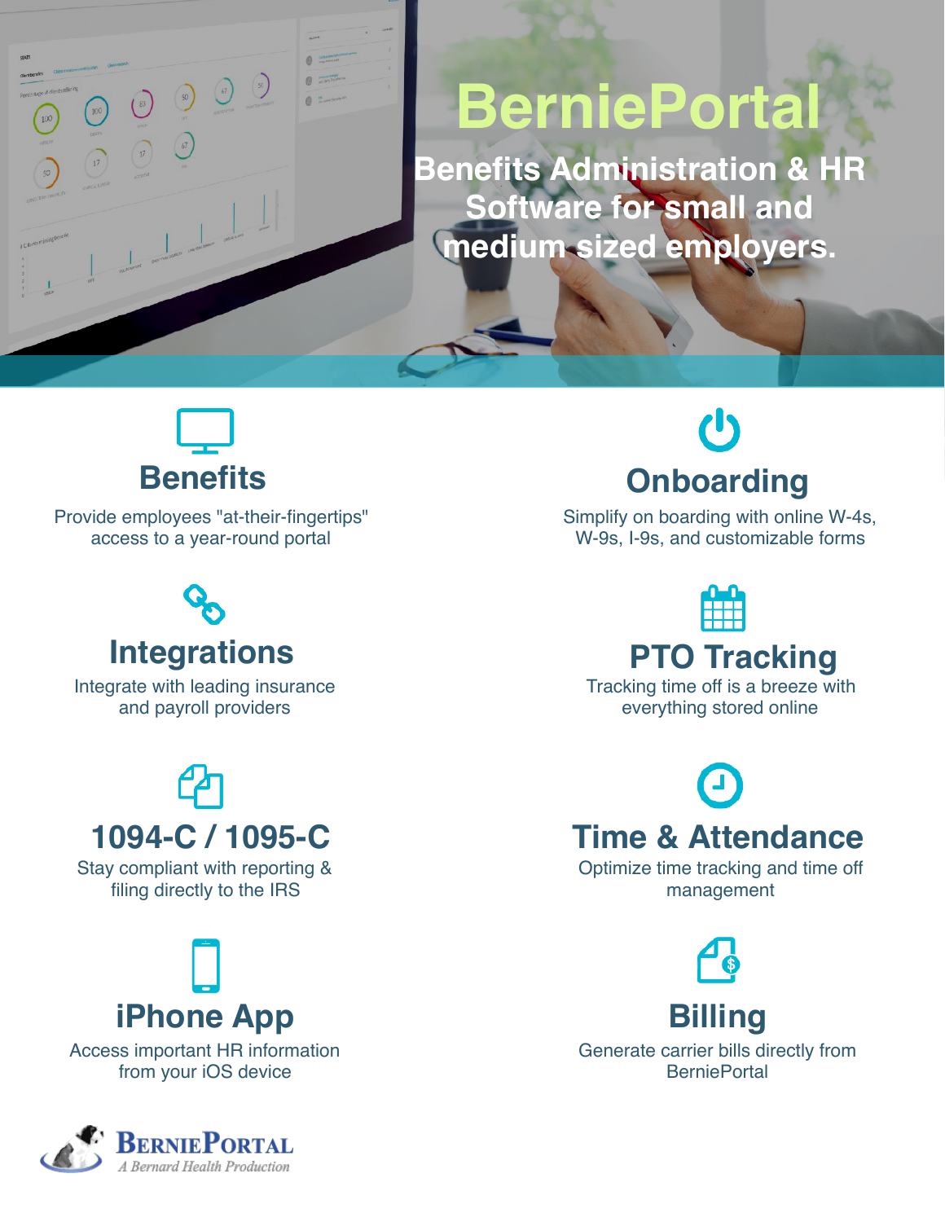# BerniePortal

**Benefits Administration & HR Software for small and medium sized employers.**

## Benefits

Provide employees "at-their-fingertips" access to a year-round portal

## Onboarding

Simplify on boarding with online W-4s, W-9s, I-9s, and customizable forms

## Integrations

Integrate with leading insurance and payroll providers

## PTO Tracking

Tracking time off is a breeze with everything stored online

## 1094-C / 1095-C

Stay compliant with reporting & filing directly to the IRS

## Time & Attendance

Optimize time tracking and time off management

## iPhone App

Access important HR information from your iOS device

## Billing

Generate carrier bills directly from BerniePortal

**BerniePortal**
*A Bernard Health Production*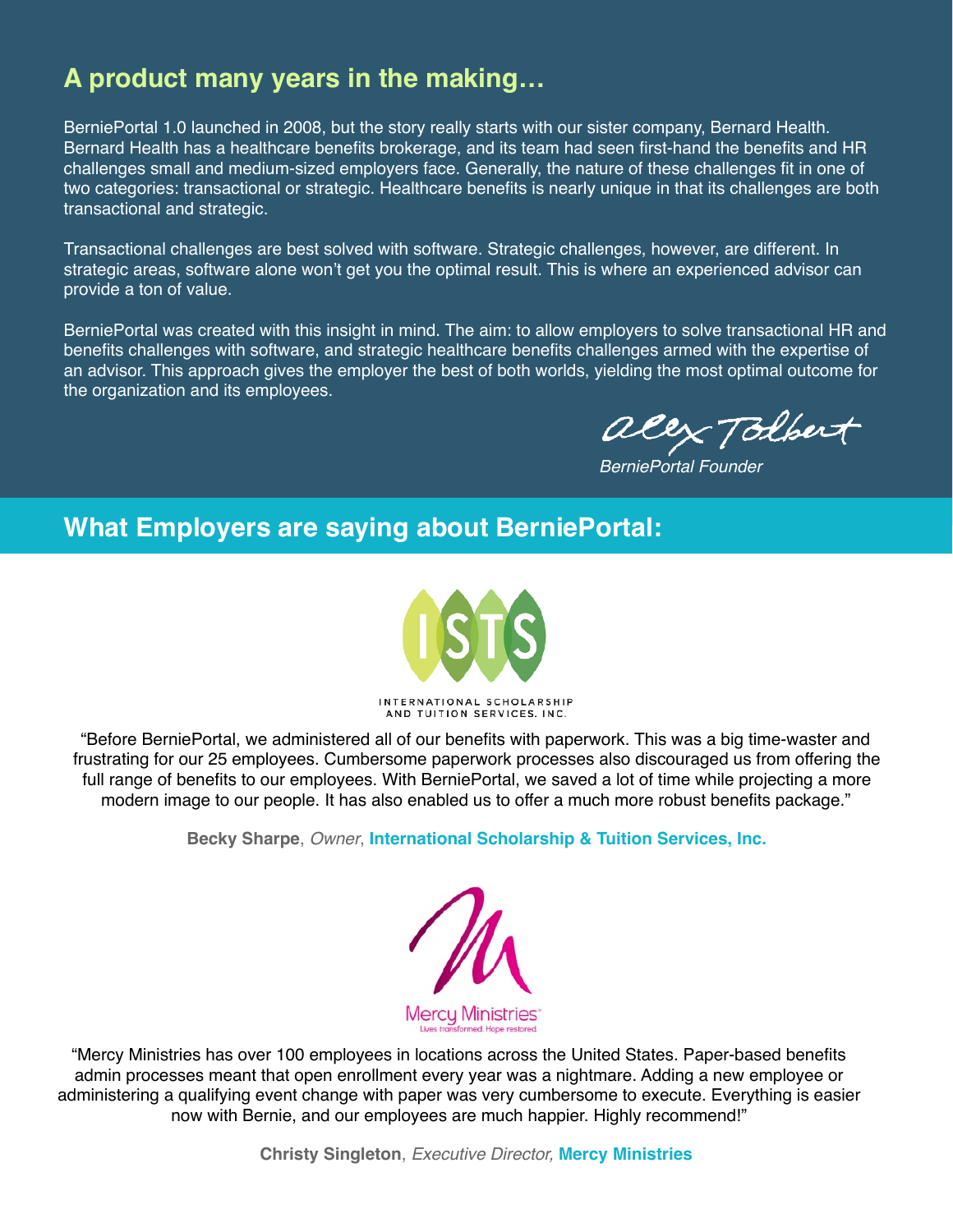## A product many years in the making…

BerniePortal 1.0 launched in 2008, but the story really starts with our sister company, Bernard Health. Bernard Health has a healthcare benefits brokerage, and its team had seen first-hand the benefits and HR challenges small and medium-sized employers face. Generally, the nature of these challenges fit in one of two categories: transactional or strategic. Healthcare benefits is nearly unique in that its challenges are both transactional and strategic.

Transactional challenges are best solved with software. Strategic challenges, however, are different. In strategic areas, software alone won't get you the optimal result. This is where an experienced advisor can provide a ton of value.

BerniePortal was created with this insight in mind. The aim: to allow employers to solve transactional HR and benefits challenges with software, and strategic healthcare benefits challenges armed with the expertise of an advisor. This approach gives the employer the best of both worlds, yielding the most optimal outcome for the organization and its employees.

Alex Tolbert

*BerniePortal Founder*

## What Employers are saying about BerniePortal:

ISTS

INTERNATIONAL SCHOLARSHIP AND TUITION SERVICES, INC.

"Before BerniePortal, we administered all of our benefits with paperwork. This was a big time-waster and frustrating for our 25 employees. Cumbersome paperwork processes also discouraged us from offering the full range of benefits to our employees. With BerniePortal, we saved a lot of time while projecting a more modern image to our people. It has also enabled us to offer a much more robust benefits package."

**Becky Sharpe**, *Owner*, **International Scholarship & Tuition Services, Inc.**

Mercy Ministries

Lives transformed. Hope restored.

"Mercy Ministries has over 100 employees in locations across the United States. Paper-based benefits admin processes meant that open enrollment every year was a nightmare. Adding a new employee or administering a qualifying event change with paper was very cumbersome to execute. Everything is easier now with Bernie, and our employees are much happier. Highly recommend!"

**Christy Singleton**, *Executive Director,* **Mercy Ministries**